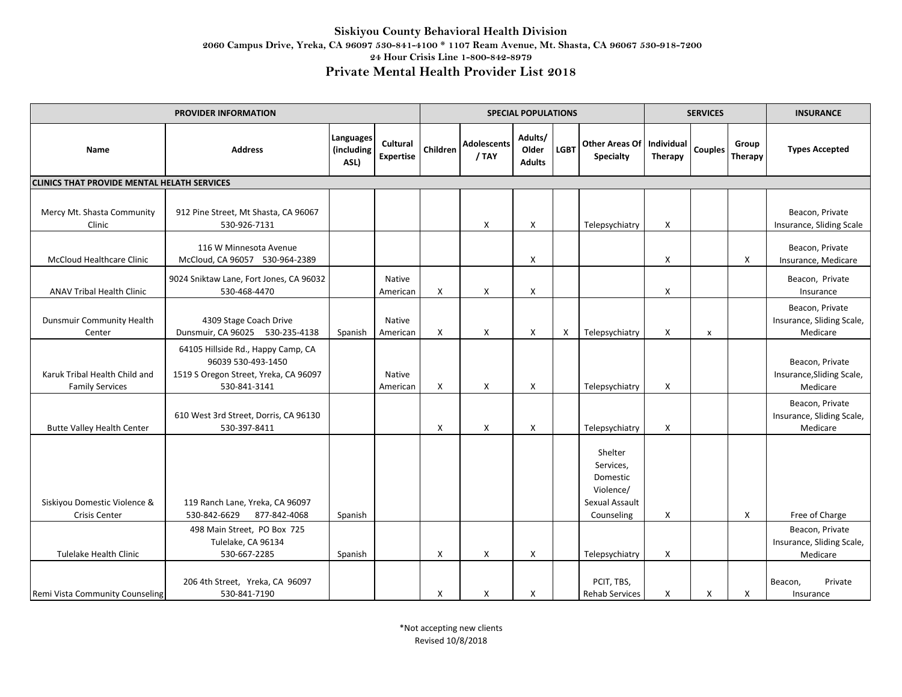# Siskiyou County Behavioral Health Division

2060 Campus Drive, Yreka, CA 96097 530-841-4100 * 1107 Ream Avenue, Mt. Shasta, CA 96067 530-918-7200

24 Hour Crisis Line 1-800-842-8979

## Private Mental Health Provider List 2018

| PROVIDER INFORMATION | | | | SPECIAL POPULATIONS | | | | | SERVICES | | | INSURANCE |
|---|---|---|---|---|---|---|---|---|---|---|---|---|
| Name | Address | Languages (including ASL) | Cultural Expertise | Children | Adolescents / TAY | Adults/ Older Adults | LGBT | Other Areas Of Specialty | Individual Therapy | Couples | Group Therapy | Types Accepted |
| **CLINICS THAT PROVIDE MENTAL HELATH SERVICES** | | | | | | | | | | | | |
| Mercy Mt. Shasta Community Clinic | 912 Pine Street, Mt Shasta, CA 96067 530-926-7131 | | | | X | X | | Telepsychiatry | X | | | Beacon, Private Insurance, Sliding Scale |
| McCloud Healthcare Clinic | 116 W Minnesota Avenue McCloud, CA 96057 530-964-2389 | | | | | X | | | X | | X | Beacon, Private Insurance, Medicare |
| ANAV Tribal Health Clinic | 9024 Sniktaw Lane, Fort Jones, CA 96032 530-468-4470 | | Native American | X | X | X | | | X | | | Beacon, Private Insurance |
| Dunsmuir Community Health Center | 4309 Stage Coach Drive Dunsmuir, CA 96025 530-235-4138 | Spanish | Native American | X | X | X | X | Telepsychiatry | X | x | | Beacon, Private Insurance, Sliding Scale, Medicare |
| Karuk Tribal Health Child and Family Services | 64105 Hillside Rd., Happy Camp, CA 96039 530-493-1450 1519 S Oregon Street, Yreka, CA 96097 530-841-3141 | | Native American | X | X | X | | Telepsychiatry | X | | | Beacon, Private Insurance,Sliding Scale, Medicare |
| Butte Valley Health Center | 610 West 3rd Street, Dorris, CA 96130 530-397-8411 | | | X | X | X | | Telepsychiatry | X | | | Beacon, Private Insurance, Sliding Scale, Medicare |
| Siskiyou Domestic Violence & Crisis Center | 119 Ranch Lane, Yreka, CA 96097 530-842-6629 877-842-4068 | Spanish | | | | | | Shelter Services, Domestic Violence/ Sexual Assault Counseling | X | | X | Free of Charge |
| Tulelake Health Clinic | 498 Main Street, PO Box 725 Tulelake, CA 96134 530-667-2285 | Spanish | | X | X | X | | Telepsychiatry | X | | | Beacon, Private Insurance, Sliding Scale, Medicare |
| Remi Vista Community Counseling | 206 4th Street, Yreka, CA 96097 530-841-7190 | | | X | X | X | | PCIT, TBS, Rehab Services | X | X | X | Beacon, Private Insurance |

*Not accepting new clients

Revised 10/8/2018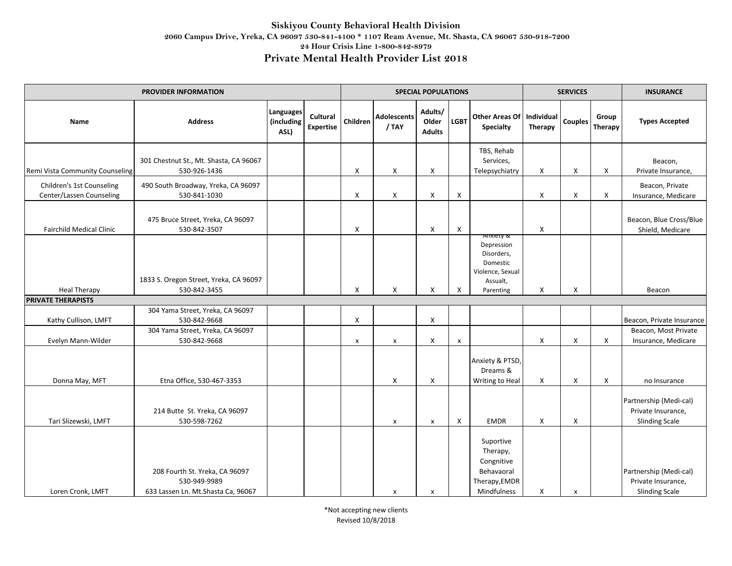**Siskiyou County Behavioral Health Division**

2060 Campus Drive, Yreka, CA 96097 530-841-4100 * 1107 Ream Avenue, Mt. Shasta, CA 96067 530-918-7200

24 Hour Crisis Line 1-800-842-8979

## Private Mental Health Provider List 2018

| PROVIDER INFORMATION | | | | SPECIAL POPULATIONS | | | | | SERVICES | | | INSURANCE |
|---|---|---|---|---|---|---|---|---|---|---|---|---|
| **Name** | **Address** | **Languages (including ASL)** | **Cultural Expertise** | **Children** | **Adolescents / TAY** | **Adults/ Older Adults** | **LGBT** | **Other Areas Of Specialty** | **Individual Therapy** | **Couples** | **Group Therapy** | **Types Accepted** |
| Remi Vista Community Counseling | 301 Chestnut St., Mt. Shasta, CA 96067 530-926-1436 | | | X | X | X | | TBS, Rehab Services, Telepsychiatry | X | X | X | Beacon, Private Insurance, |
| Children's 1st Counseling Center/Lassen Counseling | 490 South Broadway, Yreka, CA 96097 530-841-1030 | | | X | X | X | X | | X | X | X | Beacon, Private Insurance, Medicare |
| Fairchild Medical Clinic | 475 Bruce Street, Yreka, CA 96097 530-842-3507 | | | X | | X | X | | X | | | Beacon, Blue Cross/Blue Shield, Medicare |
| Heal Therapy | 1833 S. Oregon Street, Yreka, CA 96097 530-842-3455 | | | X | X | X | X | Anxiety & Depression Disorders, Domestic Violence, Sexual Assault, Parenting | X | X | | Beacon |
| **PRIVATE THERAPISTS** | | | | | | | | | | | | |
| Kathy Cullison, LMFT | 304 Yama Street, Yreka, CA 96097 530-842-9668 | | | X | | X | | | | | | Beacon, Private Insurance |
| Evelyn Mann-Wilder | 304 Yama Street, Yreka, CA 96097 530-842-9668 | | | x | x | X | x | | X | X | X | Beacon, Most Private Insurance, Medicare |
| Donna May, MFT | Etna Office, 530-467-3353 | | | | X | X | | Anxiety & PTSD, Dreams & Writing to Heal | X | X | X | no Insurance |
| Tari Slizewski, LMFT | 214 Butte St. Yreka, CA 96097 530-598-7262 | | | | x | x | X | EMDR | X | X | | Partnership (Medi-cal) Private Insurance, Slinding Scale |
| Loren Cronk, LMFT | 208 Fourth St. Yreka, CA 96097 530-949-9989 633 Lassen Ln. Mt.Shasta Ca, 96067 | | | | x | x | | Suportive Therapy, Congnitive Behavaoral Therapy,EMDR Mindfulness | X | x | | Partnership (Medi-cal) Private Insurance, Slinding Scale |

*Not accepting new clients

Revised 10/8/2018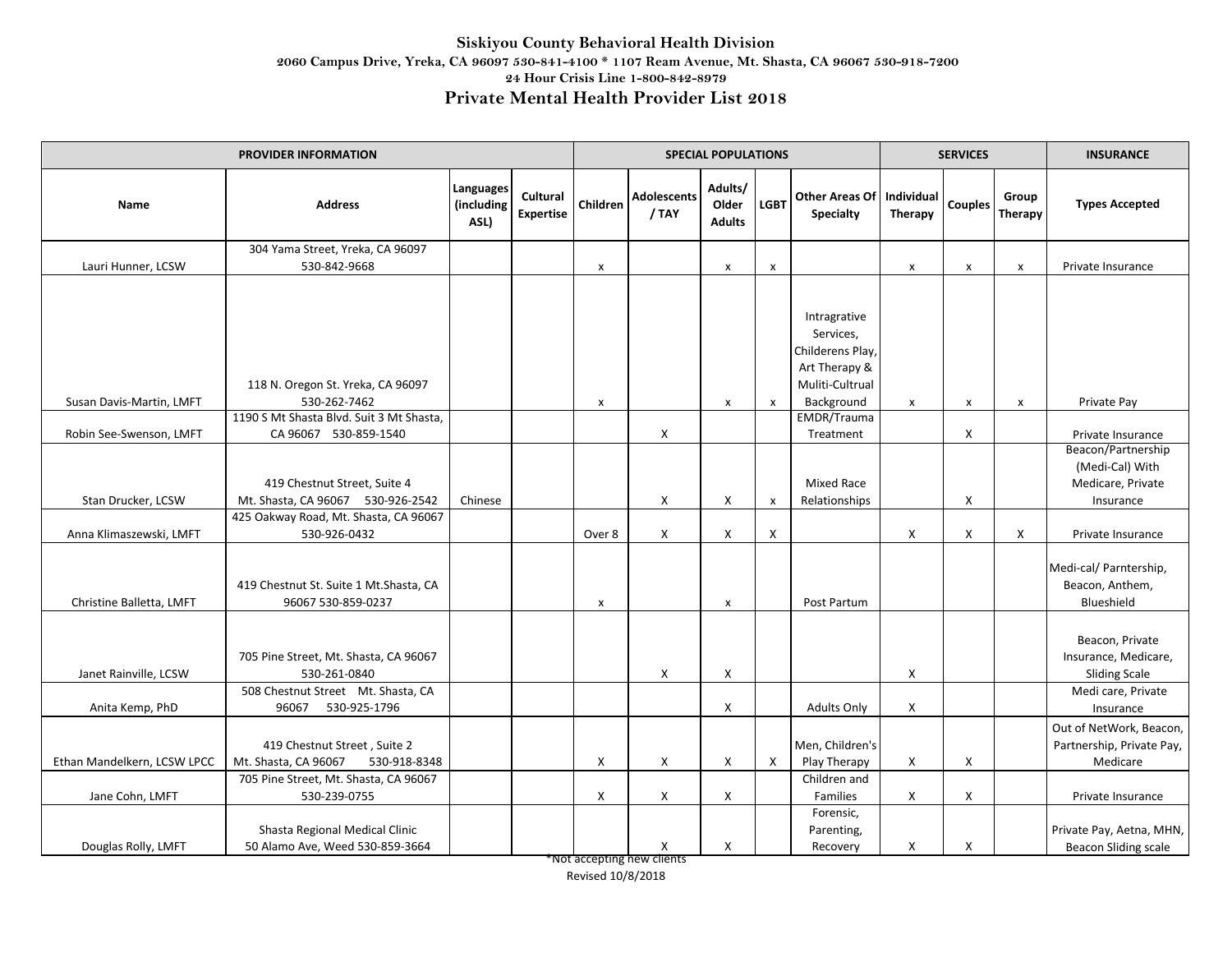**Siskiyou County Behavioral Health Division**

2060 Campus Drive, Yreka, CA 96097 530-841-4100 * 1107 Ream Avenue, Mt. Shasta, CA 96067 530-918-7200

24 Hour Crisis Line 1-800-842-8979

## Private Mental Health Provider List 2018

| PROVIDER INFORMATION | | | | SPECIAL POPULATIONS | | | | | SERVICES | | | INSURANCE |
|---|---|---|---|---|---|---|---|---|---|---|---|---|
| Name | Address | Languages (including ASL) | Cultural Expertise | Children | Adolescents / TAY | Adults/ Older Adults | LGBT | Other Areas Of Specialty | Individual Therapy | Couples | Group Therapy | Types Accepted |
| Lauri Hunner, LCSW | 304 Yama Street, Yreka, CA 96097 530-842-9668 | | | x | | x | x | | x | x | x | Private Insurance |
| Susan Davis-Martin, LMFT | 118 N. Oregon St. Yreka, CA 96097 530-262-7462 | | | x | | x | x | Intragrative Services, Childerens Play, Art Therapy & Muliti-Cultrual Background | x | x | x | Private Pay |
| Robin See-Swenson, LMFT | 1190 S Mt Shasta Blvd. Suit 3 Mt Shasta, CA 96067 530-859-1540 | | | | X | | | EMDR/Trauma Treatment | | X | | Private Insurance |
| Stan Drucker, LCSW | 419 Chestnut Street, Suite 4 Mt. Shasta, CA 96067 530-926-2542 | Chinese | | | X | X | x | Mixed Race Relationships | | X | | Beacon/Partnership (Medi-Cal) With Medicare, Private Insurance |
| Anna Klimaszewski, LMFT | 425 Oakway Road, Mt. Shasta, CA 96067 530-926-0432 | | | Over 8 | X | X | X | | X | X | X | Private Insurance |
| Christine Balletta, LMFT | 419 Chestnut St. Suite 1 Mt.Shasta, CA 96067 530-859-0237 | | | x | | x | | Post Partum | | | | Medi-cal/ Parntership, Beacon, Anthem, Blueshield |
| Janet Rainville, LCSW | 705 Pine Street, Mt. Shasta, CA 96067 530-261-0840 | | | | X | X | | | X | | | Beacon, Private Insurance, Medicare, Sliding Scale |
| Anita Kemp, PhD | 508 Chestnut Street Mt. Shasta, CA 96067 530-925-1796 | | | | | X | | Adults Only | X | | | Medi care, Private Insurance |
| Ethan Mandelkern, LCSW LPCC | 419 Chestnut Street , Suite 2 Mt. Shasta, CA 96067 530-918-8348 | | | X | X | X | X | Men, Children's Play Therapy | X | X | | Out of NetWork, Beacon, Partnership, Private Pay, Medicare |
| Jane Cohn, LMFT | 705 Pine Street, Mt. Shasta, CA 96067 530-239-0755 | | | X | X | X | | Children and Families | X | X | | Private Insurance |
| Douglas Rolly, LMFT | Shasta Regional Medical Clinic 50 Alamo Ave, Weed 530-859-3664 | | | | X | X | | Forensic, Parenting, Recovery | X | X | | Private Pay, Aetna, MHN, Beacon Sliding scale |

*Not accepting new clients

Revised 10/8/2018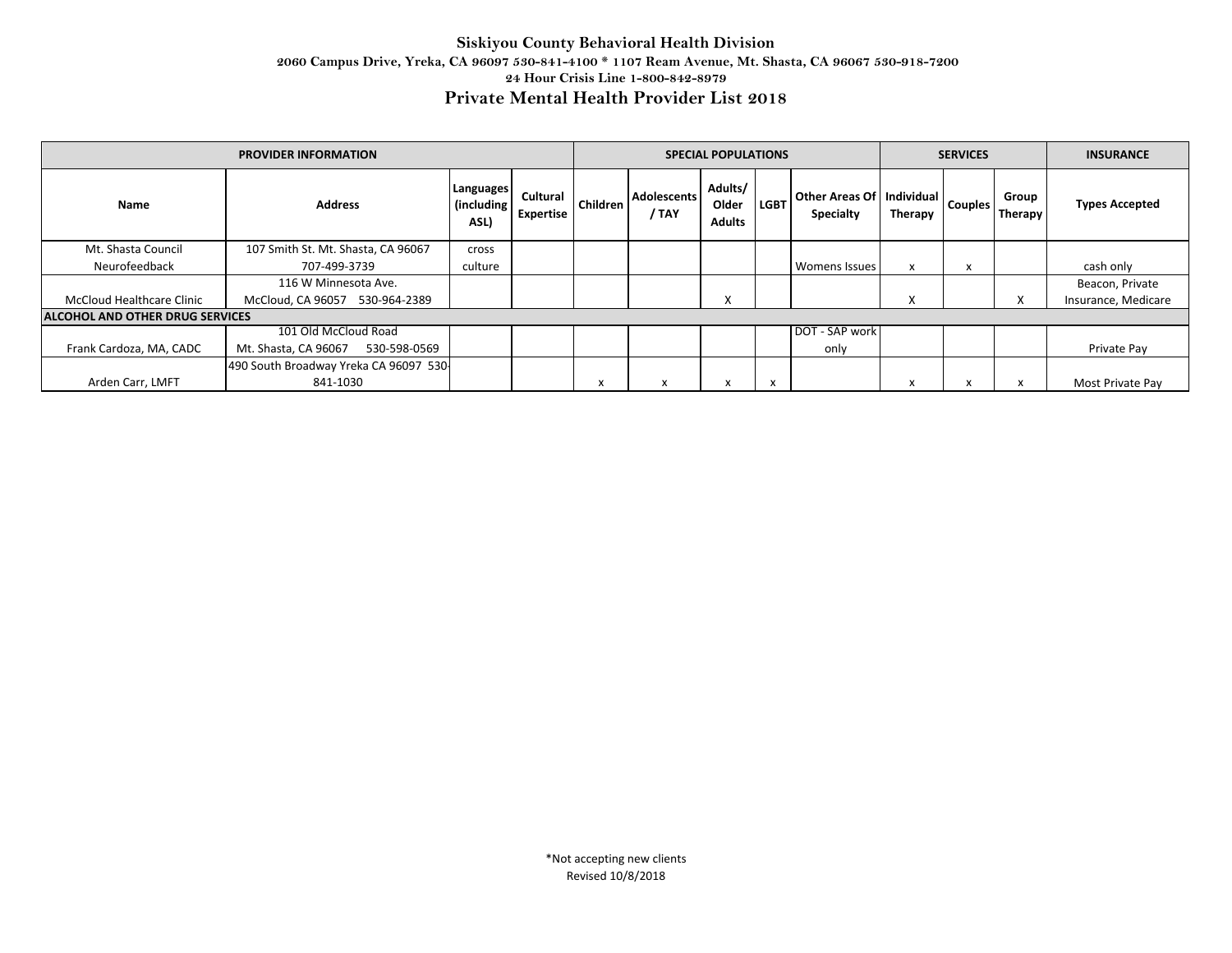**Siskiyou County Behavioral Health Division**

**2060 Campus Drive, Yreka, CA 96097 530-841-4100 * 1107 Ream Avenue, Mt. Shasta, CA 96067 530-918-7200**

**24 Hour Crisis Line 1-800-842-8979**

## Private Mental Health Provider List 2018

| PROVIDER INFORMATION | | | | SPECIAL POPULATIONS | | | | | SERVICES | | | INSURANCE |
|---|---|---|---|---|---|---|---|---|---|---|---|---|
| **Name** | **Address** | **Languages (including ASL)** | **Cultural Expertise** | **Children** | **Adolescents / TAY** | **Adults/ Older Adults** | **LGBT** | **Other Areas Of Specialty** | **Individual Therapy** | **Couples** | **Group Therapy** | **Types Accepted** |
| Mt. Shasta Council Neurofeedback | 107 Smith St. Mt. Shasta, CA 96067 707-499-3739 | cross culture | | | | | | Womens Issues | x | x | | cash only |
| McCloud Healthcare Clinic | 116 W Minnesota Ave. McCloud, CA 96057 530-964-2389 | | | | | X | | | X | | X | Beacon, Private Insurance, Medicare |
| **ALCOHOL AND OTHER DRUG SERVICES** | | | | | | | | | | | | |
| Frank Cardoza, MA, CADC | 101 Old McCloud Road Mt. Shasta, CA 96067 530-598-0569 | | | | | | | DOT - SAP work only | | | | Private Pay |
| Arden Carr, LMFT | 490 South Broadway Yreka CA 96097 530-841-1030 | | | x | x | x | x | | x | x | x | Most Private Pay |

*Not accepting new clients

Revised 10/8/2018